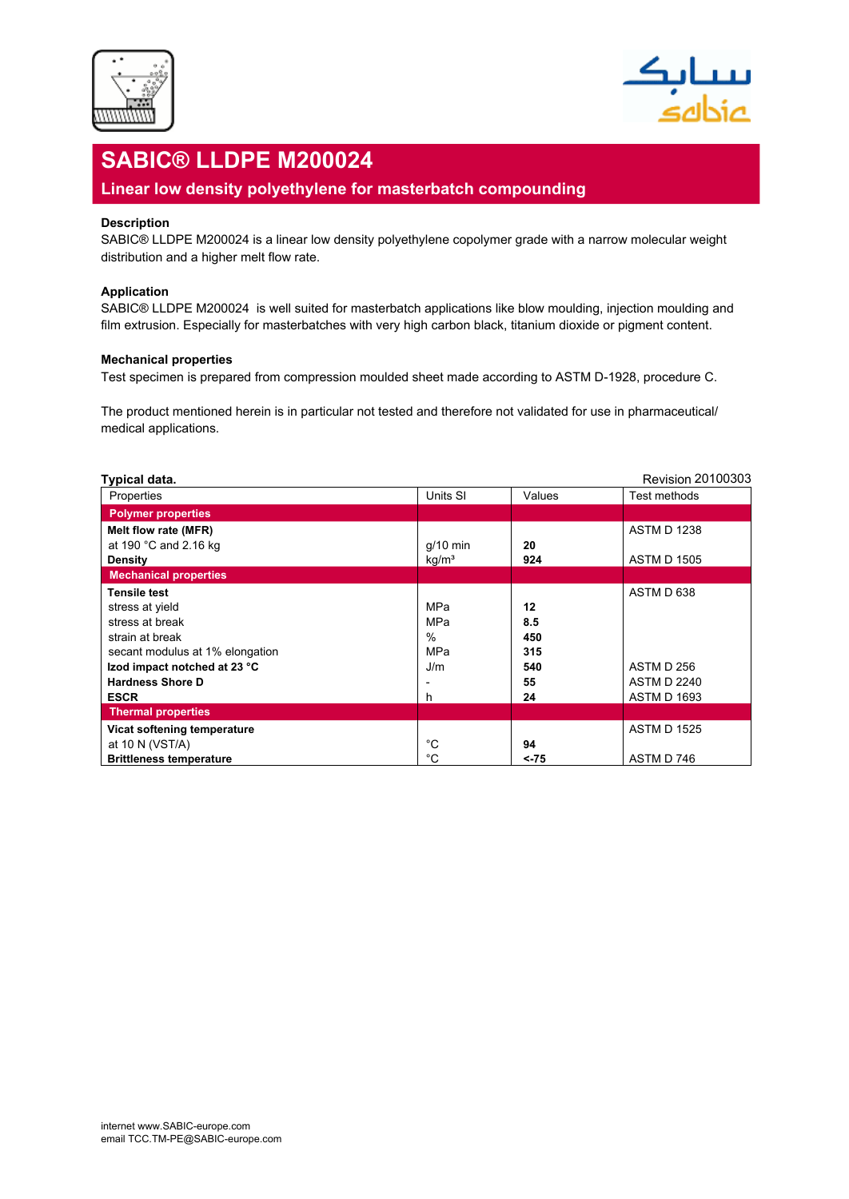# SABIC® LLDPE M200024

## Linear low density polyethylene for masterbatch compounding

**Description**

SABIC® LLDPE M200024 is a linear low density polyethylene copolymer grade with a narrow molecular weight distribution and a higher melt flow rate.

**Application**

SABIC® LLDPE M200024 is well suited for masterbatch applications like blow moulding, injection moulding and film extrusion. Especially for masterbatches with very high carbon black, titanium dioxide or pigment content.

**Mechanical properties**

Test specimen is prepared from compression moulded sheet made according to ASTM D-1928, procedure C.

The product mentioned herein is in particular not tested and therefore not validated for use in pharmaceutical/ medical applications.

**Typical data.** Revision 20100303

| Properties | Units SI | Values | Test methods |
|---|---|---|---|
| **Polymer properties** | | | |
| **Melt flow rate (MFR)** | | | ASTM D 1238 |
| at 190 °C and 2.16 kg | g/10 min | **20** | |
| **Density** | kg/m³ | **924** | ASTM D 1505 |
| **Mechanical properties** | | | |
| **Tensile test** | | | ASTM D 638 |
| stress at yield | MPa | **12** | |
| stress at break | MPa | **8.5** | |
| strain at break | % | **450** | |
| secant modulus at 1% elongation | MPa | **315** | |
| **Izod impact notched at 23 °C** | J/m | **540** | ASTM D 256 |
| **Hardness Shore D** | - | **55** | ASTM D 2240 |
| **ESCR** | h | **24** | ASTM D 1693 |
| **Thermal properties** | | | |
| **Vicat softening temperature** | | | ASTM D 1525 |
| at 10 N (VST/A) | °C | **94** | |
| **Brittleness temperature** | °C | **<-75** | ASTM D 746 |

internet www.SABIC-europe.com
email TCC.TM-PE@SABIC-europe.com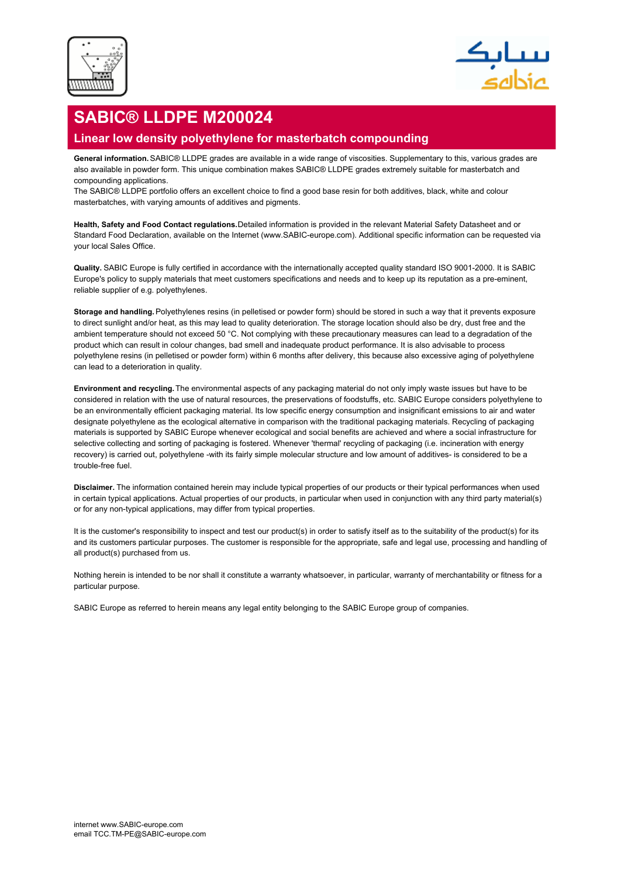# SABIC® LLDPE M200024

## Linear low density polyethylene for masterbatch compounding

**General information.** SABIC® LLDPE grades are available in a wide range of viscosities. Supplementary to this, various grades are also available in powder form. This unique combination makes SABIC® LLDPE grades extremely suitable for masterbatch and compounding applications.
The SABIC® LLDPE portfolio offers an excellent choice to find a good base resin for both additives, black, white and colour masterbatches, with varying amounts of additives and pigments.

**Health, Safety and Food Contact regulations.** Detailed information is provided in the relevant Material Safety Datasheet and or Standard Food Declaration, available on the Internet (www.SABIC-europe.com). Additional specific information can be requested via your local Sales Office.

**Quality.** SABIC Europe is fully certified in accordance with the internationally accepted quality standard ISO 9001-2000. It is SABIC Europe's policy to supply materials that meet customers specifications and needs and to keep up its reputation as a pre-eminent, reliable supplier of e.g. polyethylenes.

**Storage and handling.** Polyethylenes resins (in pelletised or powder form) should be stored in such a way that it prevents exposure to direct sunlight and/or heat, as this may lead to quality deterioration. The storage location should also be dry, dust free and the ambient temperature should not exceed 50 °C. Not complying with these precautionary measures can lead to a degradation of the product which can result in colour changes, bad smell and inadequate product performance. It is also advisable to process polyethylene resins (in pelletised or powder form) within 6 months after delivery, this because also excessive aging of polyethylene can lead to a deterioration in quality.

**Environment and recycling.** The environmental aspects of any packaging material do not only imply waste issues but have to be considered in relation with the use of natural resources, the preservations of foodstuffs, etc. SABIC Europe considers polyethylene to be an environmentally efficient packaging material. Its low specific energy consumption and insignificant emissions to air and water designate polyethylene as the ecological alternative in comparison with the traditional packaging materials. Recycling of packaging materials is supported by SABIC Europe whenever ecological and social benefits are achieved and where a social infrastructure for selective collecting and sorting of packaging is fostered. Whenever 'thermal' recycling of packaging (i.e. incineration with energy recovery) is carried out, polyethylene -with its fairly simple molecular structure and low amount of additives- is considered to be a trouble-free fuel.

**Disclaimer.** The information contained herein may include typical properties of our products or their typical performances when used in certain typical applications. Actual properties of our products, in particular when used in conjunction with any third party material(s) or for any non-typical applications, may differ from typical properties.

It is the customer's responsibility to inspect and test our product(s) in order to satisfy itself as to the suitability of the product(s) for its and its customers particular purposes. The customer is responsible for the appropriate, safe and legal use, processing and handling of all product(s) purchased from us.

Nothing herein is intended to be nor shall it constitute a warranty whatsoever, in particular, warranty of merchantability or fitness for a particular purpose.

SABIC Europe as referred to herein means any legal entity belonging to the SABIC Europe group of companies.

internet www.SABIC-europe.com
email TCC.TM-PE@SABIC-europe.com